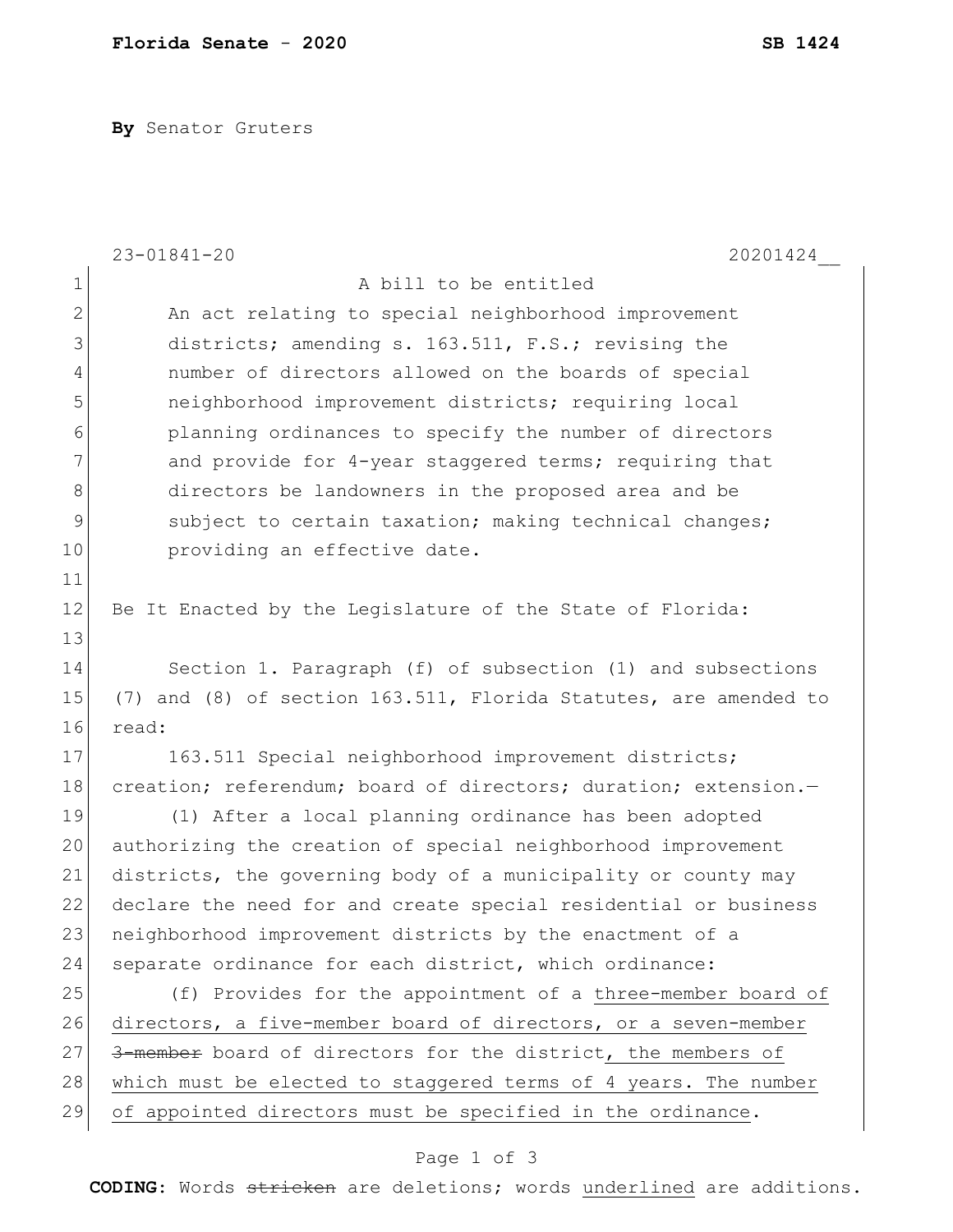**By** Senator Gruters

A bill to be entitled

An act relating to special neighborhood improvement districts; amending s. 163.511, F.S.; revising the number of directors allowed on the boards of special neighborhood improvement districts; requiring local planning ordinances to specify the number of directors and provide for 4-year staggered terms; requiring that directors be landowners in the proposed area and be subject to certain taxation; making technical changes; providing an effective date.

Be It Enacted by the Legislature of the State of Florida:

Section 1. Paragraph (f) of subsection (1) and subsections (7) and (8) of section 163.511, Florida Statutes, are amended to read:

163.511 Special neighborhood improvement districts; creation; referendum; board of directors; duration; extension.—

(1) After a local planning ordinance has been adopted authorizing the creation of special neighborhood improvement districts, the governing body of a municipality or county may declare the need for and create special residential or business neighborhood improvement districts by the enactment of a separate ordinance for each district, which ordinance:

(f) Provides for the appointment of a <u>three-member board of directors, a five-member board of directors, or a seven-member</u> ~~3-member~~ board of directors for the district<u>, the members of which must be elected to staggered terms of 4 years. The number of appointed directors must be specified in the ordinance</u>.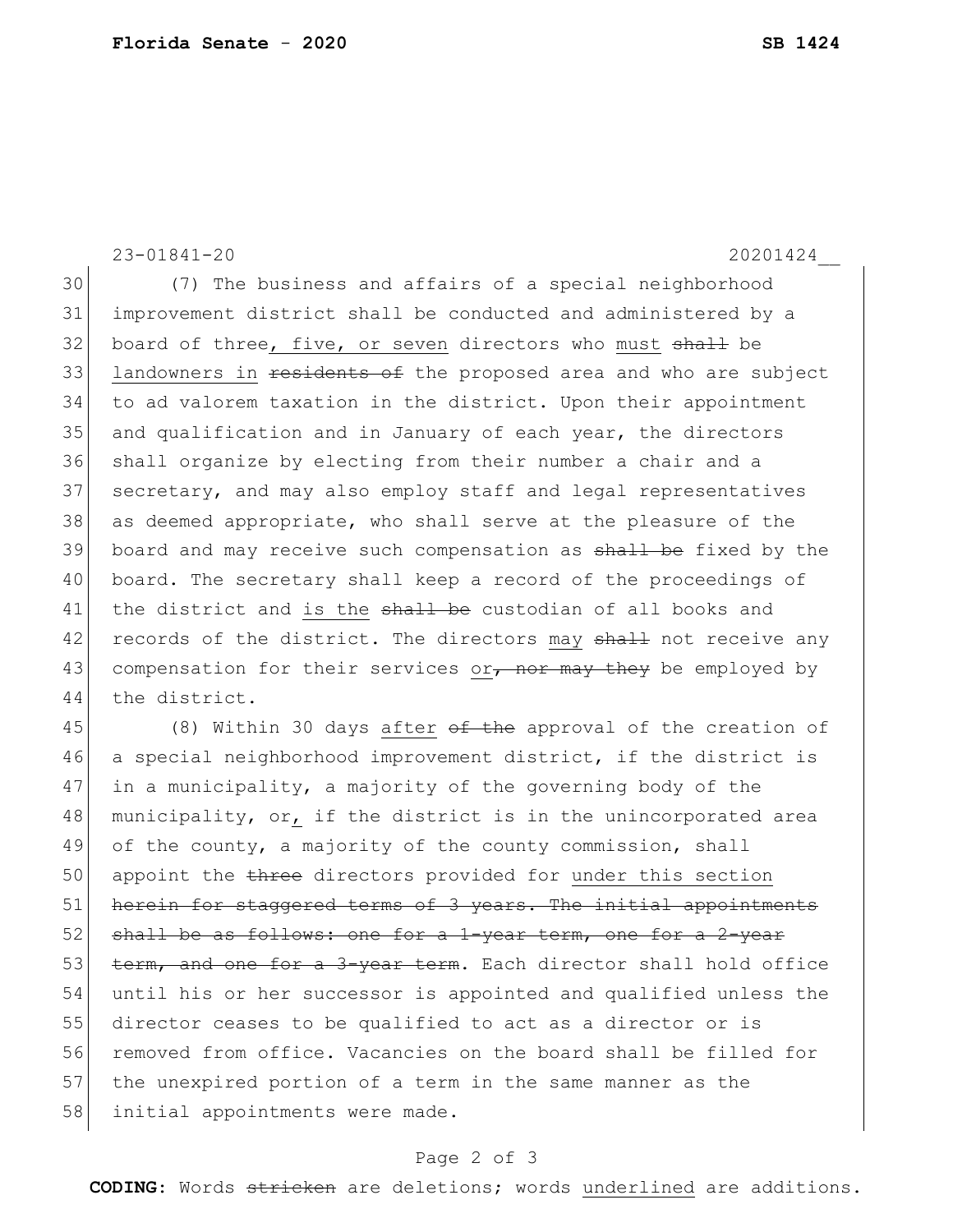23-01841-20 20201424__

(7) The business and affairs of a special neighborhood improvement district shall be conducted and administered by a board of three<u>, five, or seven</u> directors who <u>must</u> ~~shall~~ be <u>landowners in</u> ~~residents of~~ the proposed area and who are subject to ad valorem taxation in the district. Upon their appointment and qualification and in January of each year, the directors shall organize by electing from their number a chair and a secretary, and may also employ staff and legal representatives as deemed appropriate, who shall serve at the pleasure of the board and may receive such compensation as ~~shall be~~ fixed by the board. The secretary shall keep a record of the proceedings of the district and <u>is the</u> ~~shall be~~ custodian of all books and records of the district. The directors <u>may</u> ~~shall~~ not receive any compensation for their services <u>or</u>~~, nor may they~~ be employed by the district.

(8) Within 30 days <u>after</u> ~~of the~~ approval of the creation of a special neighborhood improvement district, if the district is in a municipality, a majority of the governing body of the municipality, or<u>,</u> if the district is in the unincorporated area of the county, a majority of the county commission, shall appoint the ~~three~~ directors provided for <u>under this section</u> ~~herein for staggered terms of 3 years. The initial appointments shall be as follows: one for a 1-year term, one for a 2-year term, and one for a 3-year term~~. Each director shall hold office until his or her successor is appointed and qualified unless the director ceases to be qualified to act as a director or is removed from office. Vacancies on the board shall be filled for the unexpired portion of a term in the same manner as the initial appointments were made.

**CODING:** Words ~~stricken~~ are deletions; words <u>underlined</u> are additions.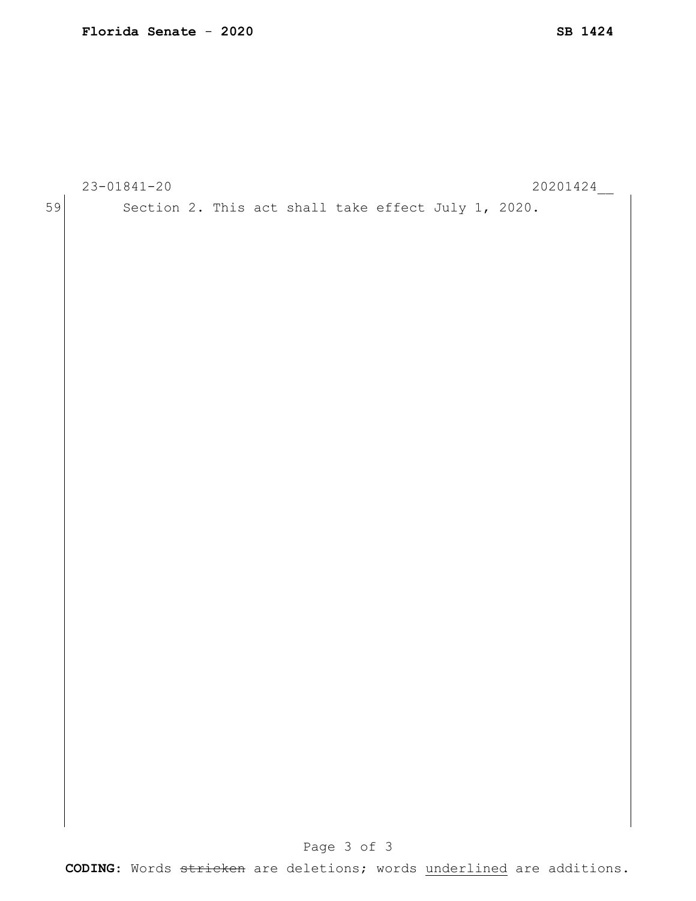23-01841-20 20201424__

Section 2. This act shall take effect July 1, 2020.